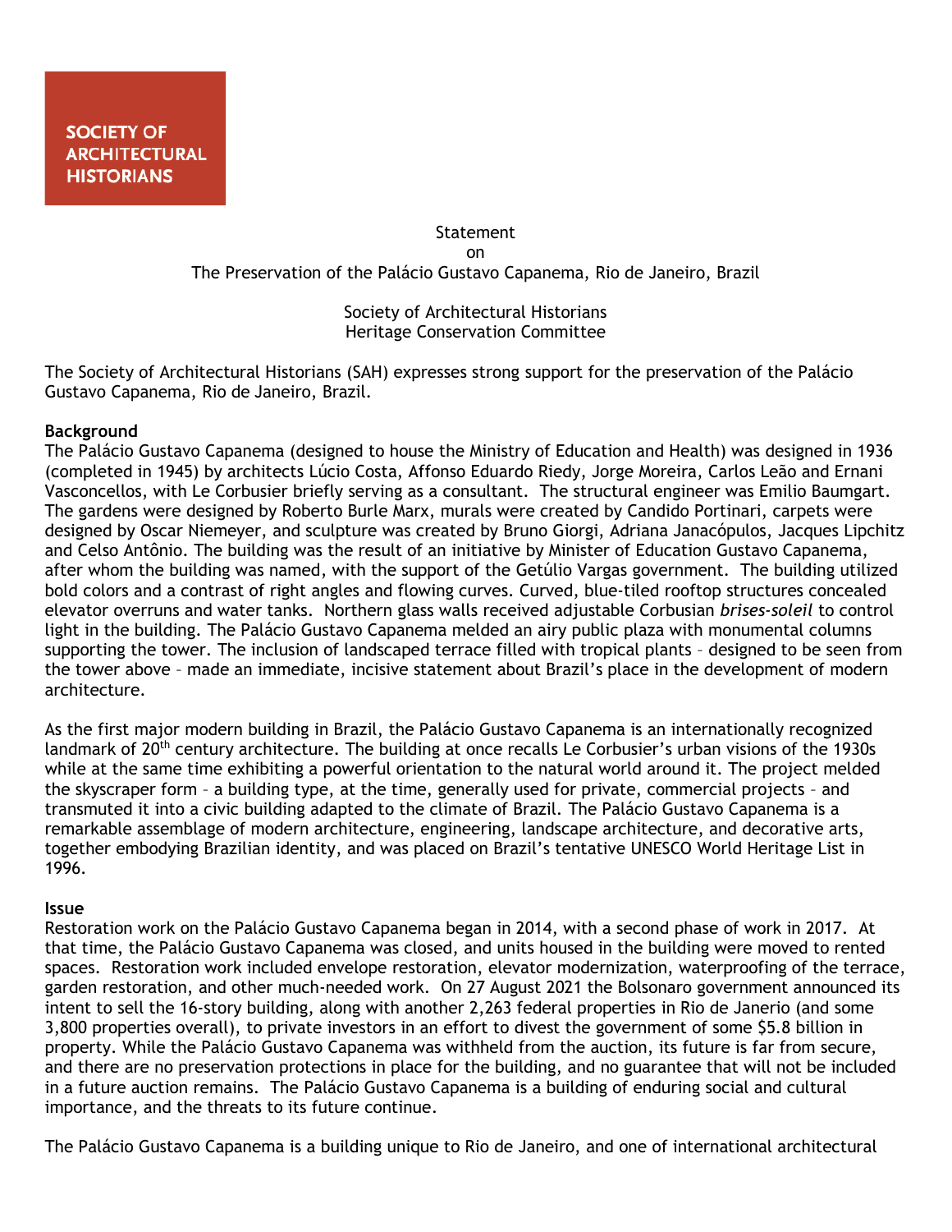SOCIETY OF ARCHITECTURAL HISTORIANS

Statement
on
The Preservation of the Palácio Gustavo Capanema, Rio de Janeiro, Brazil

Society of Architectural Historians
Heritage Conservation Committee

The Society of Architectural Historians (SAH) expresses strong support for the preservation of the Palácio Gustavo Capanema, Rio de Janeiro, Brazil.

**Background**
The Palácio Gustavo Capanema (designed to house the Ministry of Education and Health) was designed in 1936 (completed in 1945) by architects Lúcio Costa, Affonso Eduardo Riedy, Jorge Moreira, Carlos Leão and Ernani Vasconcellos, with Le Corbusier briefly serving as a consultant. The structural engineer was Emilio Baumgart. The gardens were designed by Roberto Burle Marx, murals were created by Candido Portinari, carpets were designed by Oscar Niemeyer, and sculpture was created by Bruno Giorgi, Adriana Janacópulos, Jacques Lipchitz and Celso Antônio. The building was the result of an initiative by Minister of Education Gustavo Capanema, after whom the building was named, with the support of the Getúlio Vargas government. The building utilized bold colors and a contrast of right angles and flowing curves. Curved, blue-tiled rooftop structures concealed elevator overruns and water tanks. Northern glass walls received adjustable Corbusian *brises-soleil* to control light in the building. The Palácio Gustavo Capanema melded an airy public plaza with monumental columns supporting the tower. The inclusion of landscaped terrace filled with tropical plants – designed to be seen from the tower above – made an immediate, incisive statement about Brazil's place in the development of modern architecture.

As the first major modern building in Brazil, the Palácio Gustavo Capanema is an internationally recognized landmark of 20th century architecture. The building at once recalls Le Corbusier's urban visions of the 1930s while at the same time exhibiting a powerful orientation to the natural world around it. The project melded the skyscraper form – a building type, at the time, generally used for private, commercial projects – and transmuted it into a civic building adapted to the climate of Brazil. The Palácio Gustavo Capanema is a remarkable assemblage of modern architecture, engineering, landscape architecture, and decorative arts, together embodying Brazilian identity, and was placed on Brazil's tentative UNESCO World Heritage List in 1996.

**Issue**
Restoration work on the Palácio Gustavo Capanema began in 2014, with a second phase of work in 2017. At that time, the Palácio Gustavo Capanema was closed, and units housed in the building were moved to rented spaces. Restoration work included envelope restoration, elevator modernization, waterproofing of the terrace, garden restoration, and other much-needed work. On 27 August 2021 the Bolsonaro government announced its intent to sell the 16-story building, along with another 2,263 federal properties in Rio de Janerio (and some 3,800 properties overall), to private investors in an effort to divest the government of some $5.8 billion in property. While the Palácio Gustavo Capanema was withheld from the auction, its future is far from secure, and there are no preservation protections in place for the building, and no guarantee that will not be included in a future auction remains. The Palácio Gustavo Capanema is a building of enduring social and cultural importance, and the threats to its future continue.

The Palácio Gustavo Capanema is a building unique to Rio de Janeiro, and one of international architectural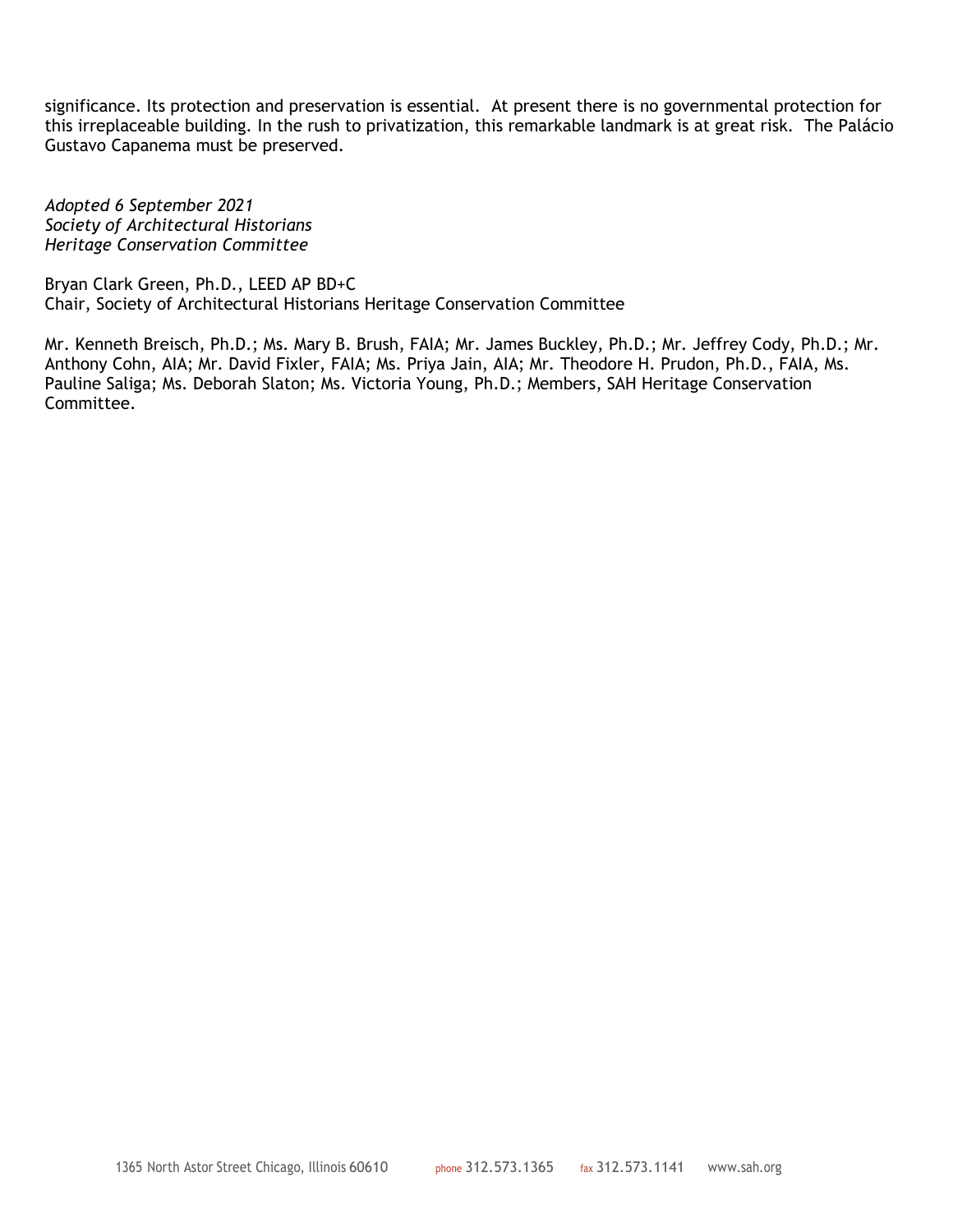significance. Its protection and preservation is essential. At present there is no governmental protection for this irreplaceable building. In the rush to privatization, this remarkable landmark is at great risk. The Palácio Gustavo Capanema must be preserved.

*Adopted 6 September 2021*
*Society of Architectural Historians*
*Heritage Conservation Committee*

Bryan Clark Green, Ph.D., LEED AP BD+C
Chair, Society of Architectural Historians Heritage Conservation Committee

Mr. Kenneth Breisch, Ph.D.; Ms. Mary B. Brush, FAIA; Mr. James Buckley, Ph.D.; Mr. Jeffrey Cody, Ph.D.; Mr. Anthony Cohn, AIA; Mr. David Fixler, FAIA; Ms. Priya Jain, AIA; Mr. Theodore H. Prudon, Ph.D., FAIA, Ms. Pauline Saliga; Ms. Deborah Slaton; Ms. Victoria Young, Ph.D.; Members, SAH Heritage Conservation Committee.